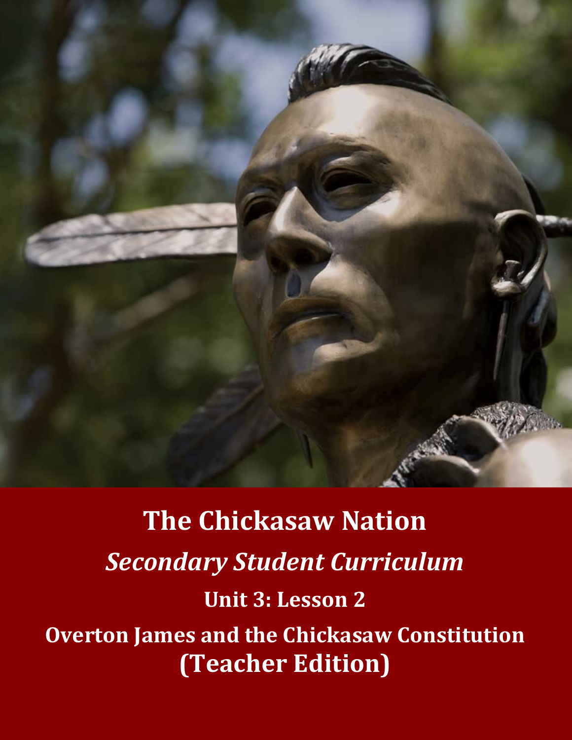# The Chickasaw Nation

## *Secondary Student Curriculum*

### Unit 3: Lesson 2

### Overton James and the Chickasaw Constitution (Teacher Edition)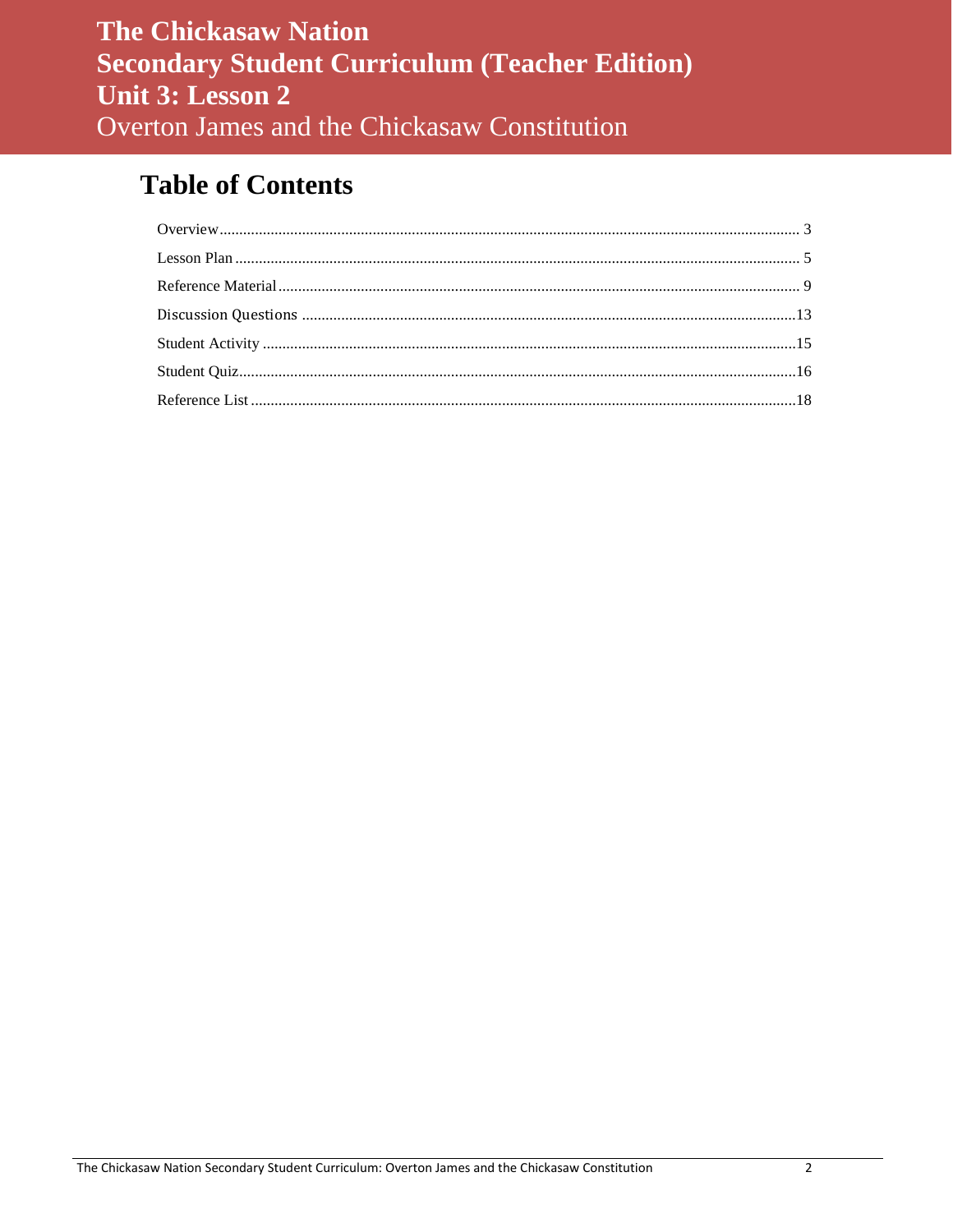# The Chickasaw Nation
# Secondary Student Curriculum (Teacher Edition)
# Unit 3: Lesson 2
## Overton James and the Chickasaw Constitution

## Table of Contents

Overview .......... 3

Lesson Plan .......... 5

Reference Material .......... 9

Discussion Questions .......... 13

Student Activity .......... 15

Student Quiz .......... 16

Reference List .......... 18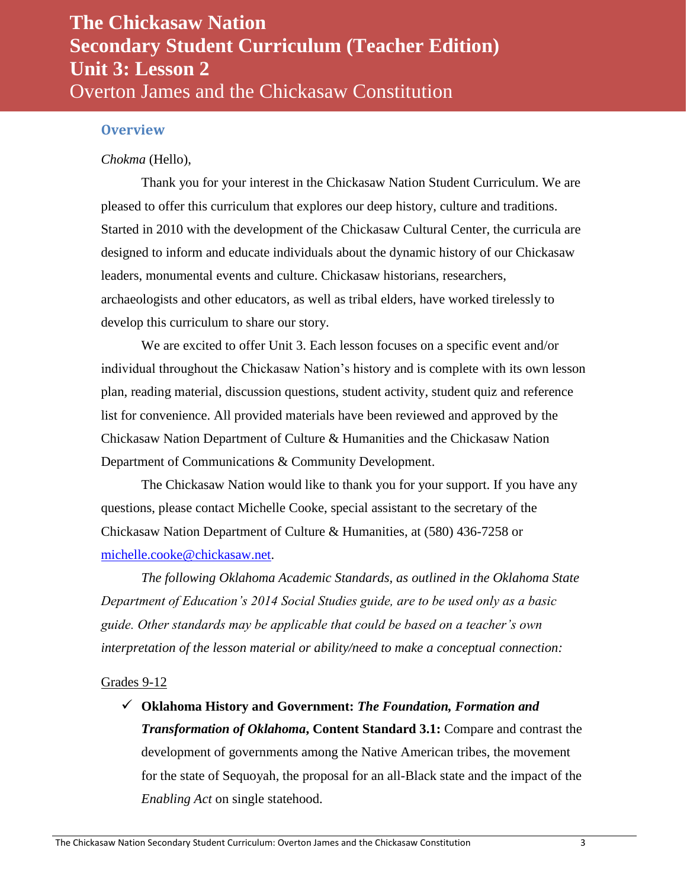# The Chickasaw Nation
# Secondary Student Curriculum (Teacher Edition)
# Unit 3: Lesson 2
## Overton James and the Chickasaw Constitution

### Overview

*Chokma* (Hello),

Thank you for your interest in the Chickasaw Nation Student Curriculum. We are pleased to offer this curriculum that explores our deep history, culture and traditions. Started in 2010 with the development of the Chickasaw Cultural Center, the curricula are designed to inform and educate individuals about the dynamic history of our Chickasaw leaders, monumental events and culture. Chickasaw historians, researchers, archaeologists and other educators, as well as tribal elders, have worked tirelessly to develop this curriculum to share our story.

We are excited to offer Unit 3. Each lesson focuses on a specific event and/or individual throughout the Chickasaw Nation's history and is complete with its own lesson plan, reading material, discussion questions, student activity, student quiz and reference list for convenience. All provided materials have been reviewed and approved by the Chickasaw Nation Department of Culture & Humanities and the Chickasaw Nation Department of Communications & Community Development.

The Chickasaw Nation would like to thank you for your support. If you have any questions, please contact Michelle Cooke, special assistant to the secretary of the Chickasaw Nation Department of Culture & Humanities, at (580) 436-7258 or michelle.cooke@chickasaw.net.

*The following Oklahoma Academic Standards, as outlined in the Oklahoma State Department of Education's 2014 Social Studies guide, are to be used only as a basic guide. Other standards may be applicable that could be based on a teacher's own interpretation of the lesson material or ability/need to make a conceptual connection:*

Grades 9-12

- ✓ **Oklahoma History and Government:** ***The Foundation, Formation and Transformation of Oklahoma*, Content Standard 3.1:** Compare and contrast the development of governments among the Native American tribes, the movement for the state of Sequoyah, the proposal for an all-Black state and the impact of the *Enabling Act* on single statehood.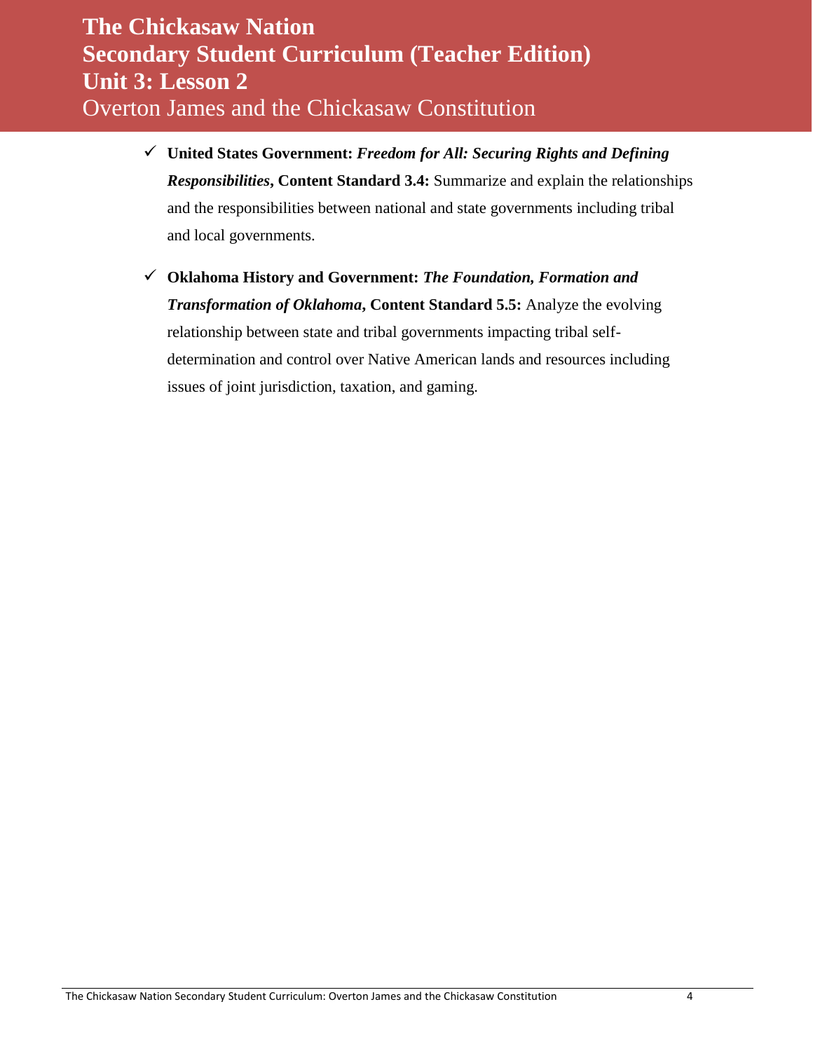- ✓ **United States Government:** ***Freedom for All: Securing Rights and Defining Responsibilities*****, Content Standard 3.4:** Summarize and explain the relationships and the responsibilities between national and state governments including tribal and local governments.

- ✓ **Oklahoma History and Government:** ***The Foundation, Formation and Transformation of Oklahoma*****, Content Standard 5.5:** Analyze the evolving relationship between state and tribal governments impacting tribal self-determination and control over Native American lands and resources including issues of joint jurisdiction, taxation, and gaming.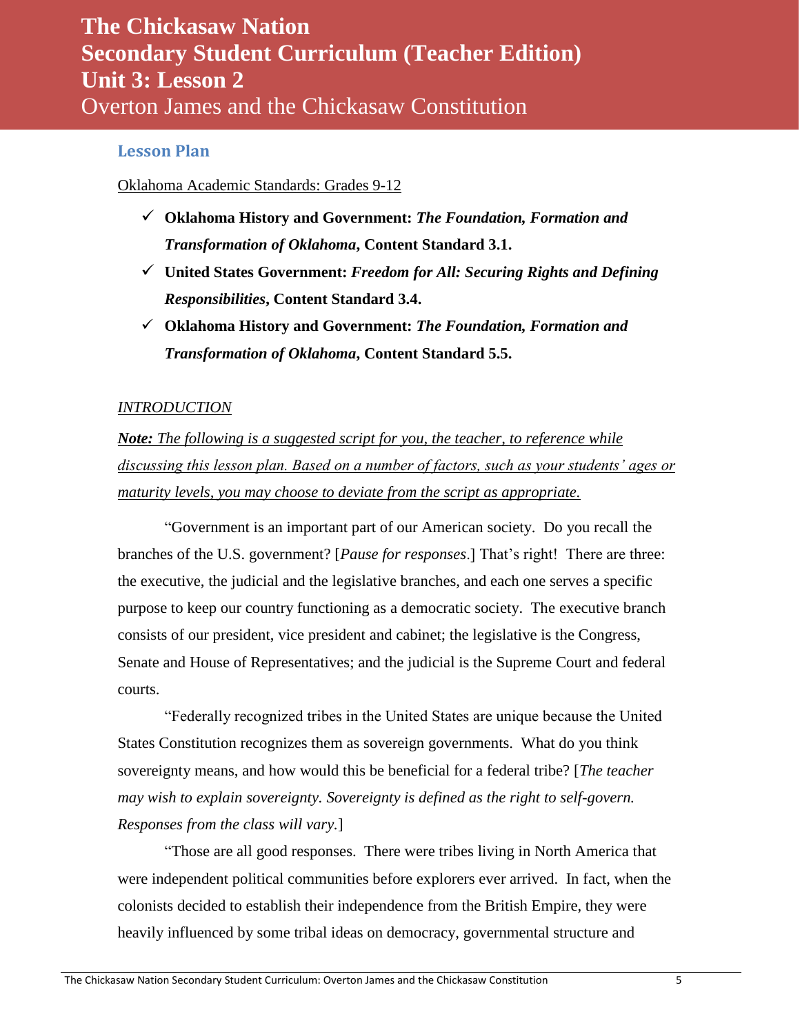# The Chickasaw Nation
# Secondary Student Curriculum (Teacher Edition)
# Unit 3: Lesson 2
## Overton James and the Chickasaw Constitution

### Lesson Plan

Oklahoma Academic Standards: Grades 9-12

- ✓ **Oklahoma History and Government:** ***The Foundation, Formation and Transformation of Oklahoma*****, Content Standard 3.1.**
- ✓ **United States Government:** ***Freedom for All: Securing Rights and Defining Responsibilities*****, Content Standard 3.4.**
- ✓ **Oklahoma History and Government:** ***The Foundation, Formation and Transformation of Oklahoma*****, Content Standard 5.5.**

*INTRODUCTION*

***Note:*** *The following is a suggested script for you, the teacher, to reference while discussing this lesson plan. Based on a number of factors, such as your students' ages or maturity levels, you may choose to deviate from the script as appropriate.*

"Government is an important part of our American society. Do you recall the branches of the U.S. government? [*Pause for responses*.] That's right! There are three: the executive, the judicial and the legislative branches, and each one serves a specific purpose to keep our country functioning as a democratic society. The executive branch consists of our president, vice president and cabinet; the legislative is the Congress, Senate and House of Representatives; and the judicial is the Supreme Court and federal courts.

"Federally recognized tribes in the United States are unique because the United States Constitution recognizes them as sovereign governments. What do you think sovereignty means, and how would this be beneficial for a federal tribe? [*The teacher may wish to explain sovereignty. Sovereignty is defined as the right to self-govern. Responses from the class will vary*.]

"Those are all good responses. There were tribes living in North America that were independent political communities before explorers ever arrived. In fact, when the colonists decided to establish their independence from the British Empire, they were heavily influenced by some tribal ideas on democracy, governmental structure and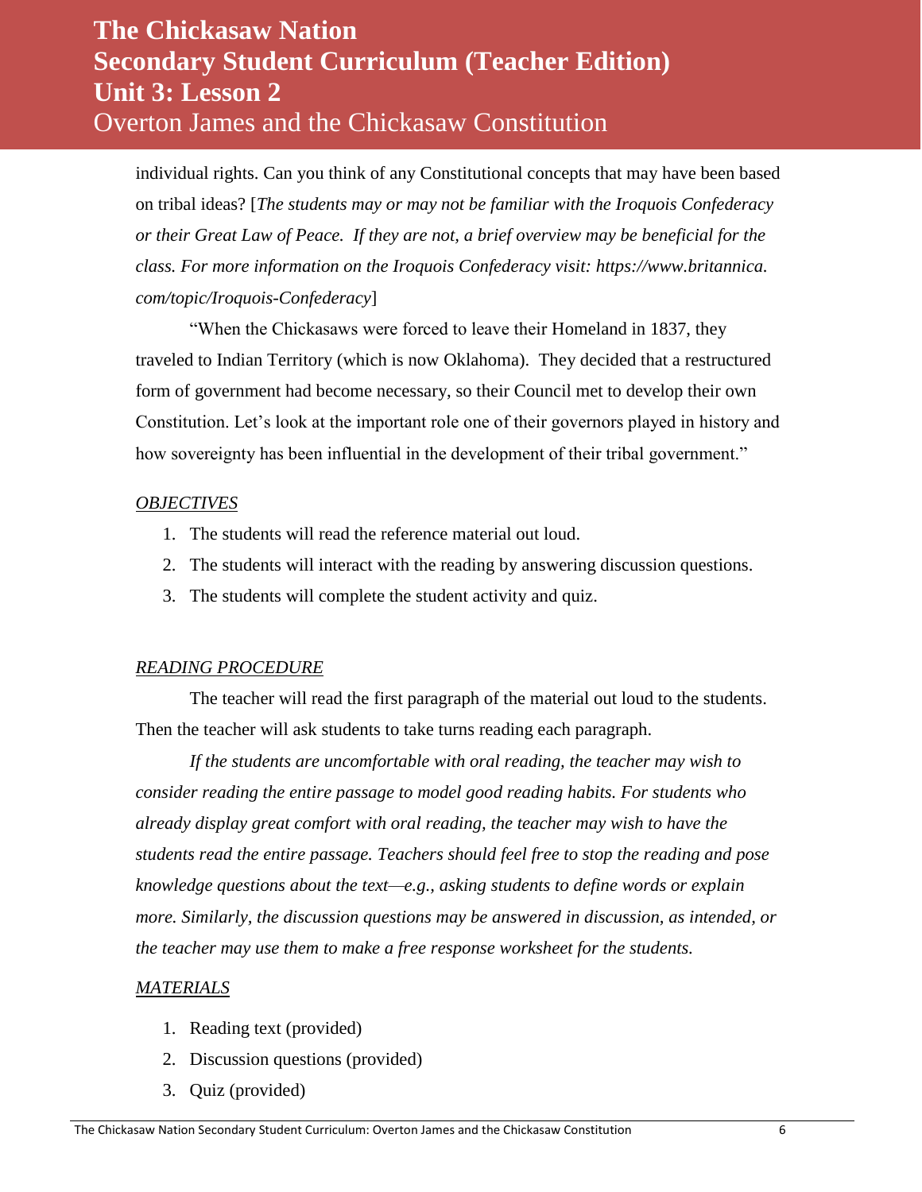individual rights. Can you think of any Constitutional concepts that may have been based on tribal ideas? [*The students may or may not be familiar with the Iroquois Confederacy or their Great Law of Peace. If they are not, a brief overview may be beneficial for the class. For more information on the Iroquois Confederacy visit: https://www.britannica.com/topic/Iroquois-Confederacy*]

"When the Chickasaws were forced to leave their Homeland in 1837, they traveled to Indian Territory (which is now Oklahoma). They decided that a restructured form of government had become necessary, so their Council met to develop their own Constitution. Let's look at the important role one of their governors played in history and how sovereignty has been influential in the development of their tribal government."

*OBJECTIVES*

1. The students will read the reference material out loud.
2. The students will interact with the reading by answering discussion questions.
3. The students will complete the student activity and quiz.

*READING PROCEDURE*

The teacher will read the first paragraph of the material out loud to the students. Then the teacher will ask students to take turns reading each paragraph.

*If the students are uncomfortable with oral reading, the teacher may wish to consider reading the entire passage to model good reading habits. For students who already display great comfort with oral reading, the teacher may wish to have the students read the entire passage. Teachers should feel free to stop the reading and pose knowledge questions about the text—e.g., asking students to define words or explain more. Similarly, the discussion questions may be answered in discussion, as intended, or the teacher may use them to make a free response worksheet for the students.*

*MATERIALS*

1. Reading text (provided)
2. Discussion questions (provided)
3. Quiz (provided)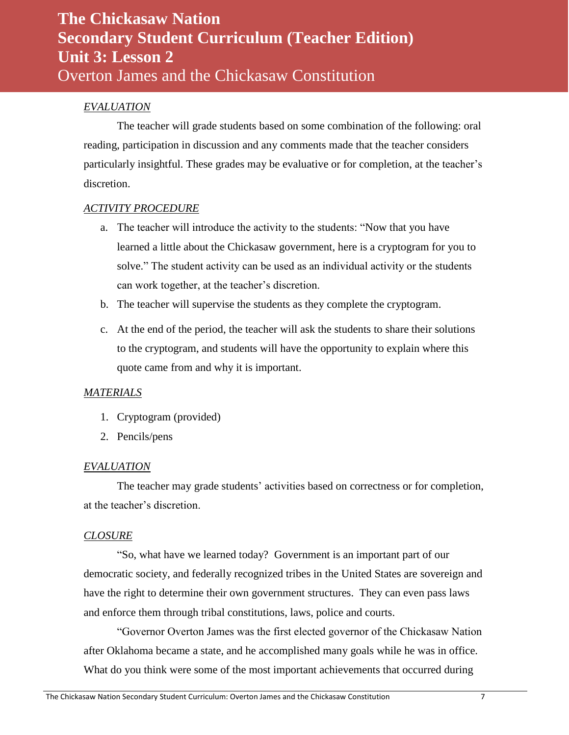*EVALUATION*

The teacher will grade students based on some combination of the following: oral reading, participation in discussion and any comments made that the teacher considers particularly insightful. These grades may be evaluative or for completion, at the teacher's discretion.

*ACTIVITY PROCEDURE*

a. The teacher will introduce the activity to the students: "Now that you have learned a little about the Chickasaw government, here is a cryptogram for you to solve." The student activity can be used as an individual activity or the students can work together, at the teacher's discretion.
b. The teacher will supervise the students as they complete the cryptogram.
c. At the end of the period, the teacher will ask the students to share their solutions to the cryptogram, and students will have the opportunity to explain where this quote came from and why it is important.

*MATERIALS*

1. Cryptogram (provided)
2. Pencils/pens

*EVALUATION*

The teacher may grade students' activities based on correctness or for completion, at the teacher's discretion.

*CLOSURE*

"So, what have we learned today? Government is an important part of our democratic society, and federally recognized tribes in the United States are sovereign and have the right to determine their own government structures. They can even pass laws and enforce them through tribal constitutions, laws, police and courts.

"Governor Overton James was the first elected governor of the Chickasaw Nation after Oklahoma became a state, and he accomplished many goals while he was in office. What do you think were some of the most important achievements that occurred during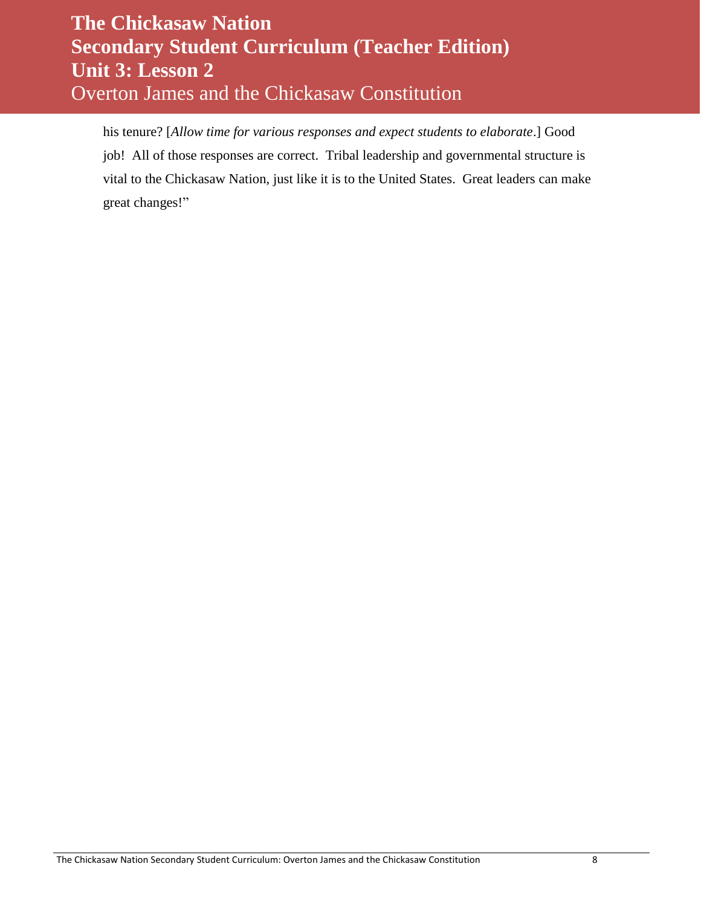his tenure? [*Allow time for various responses and expect students to elaborate*.] Good job! All of those responses are correct. Tribal leadership and governmental structure is vital to the Chickasaw Nation, just like it is to the United States. Great leaders can make great changes!"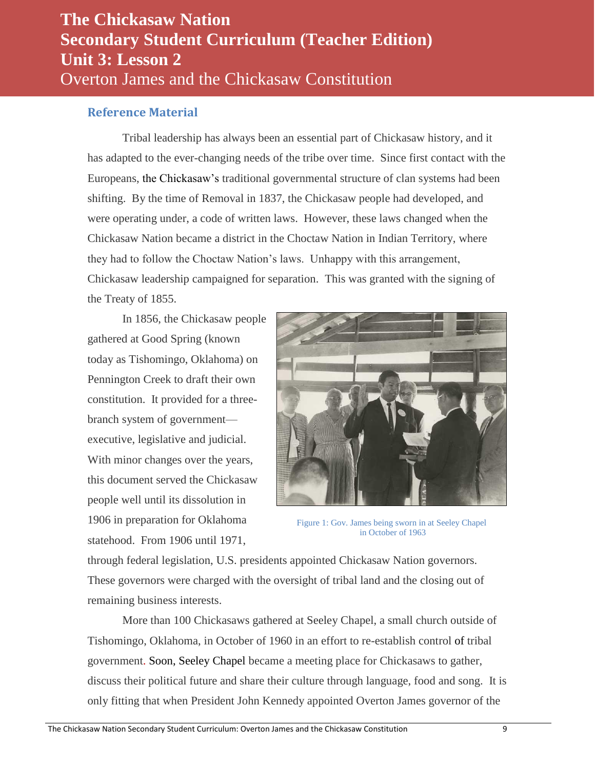# The Chickasaw Nation
# Secondary Student Curriculum (Teacher Edition)
# Unit 3: Lesson 2
## Overton James and the Chickasaw Constitution

### Reference Material

Tribal leadership has always been an essential part of Chickasaw history, and it has adapted to the ever-changing needs of the tribe over time. Since first contact with the Europeans, the Chickasaw's traditional governmental structure of clan systems had been shifting. By the time of Removal in 1837, the Chickasaw people had developed, and were operating under, a code of written laws. However, these laws changed when the Chickasaw Nation became a district in the Choctaw Nation in Indian Territory, where they had to follow the Choctaw Nation's laws. Unhappy with this arrangement, Chickasaw leadership campaigned for separation. This was granted with the signing of the Treaty of 1855.

In 1856, the Chickasaw people gathered at Good Spring (known today as Tishomingo, Oklahoma) on Pennington Creek to draft their own constitution. It provided for a three-branch system of government—executive, legislative and judicial. With minor changes over the years, this document served the Chickasaw people well until its dissolution in 1906 in preparation for Oklahoma statehood. From 1906 until 1971, through federal legislation, U.S. presidents appointed Chickasaw Nation governors. These governors were charged with the oversight of tribal land and the closing out of remaining business interests.

Figure 1: Gov. James being sworn in at Seeley Chapel in October of 1963

More than 100 Chickasaws gathered at Seeley Chapel, a small church outside of Tishomingo, Oklahoma, in October of 1960 in an effort to re-establish control of tribal government. Soon, Seeley Chapel became a meeting place for Chickasaws to gather, discuss their political future and share their culture through language, food and song. It is only fitting that when President John Kennedy appointed Overton James governor of the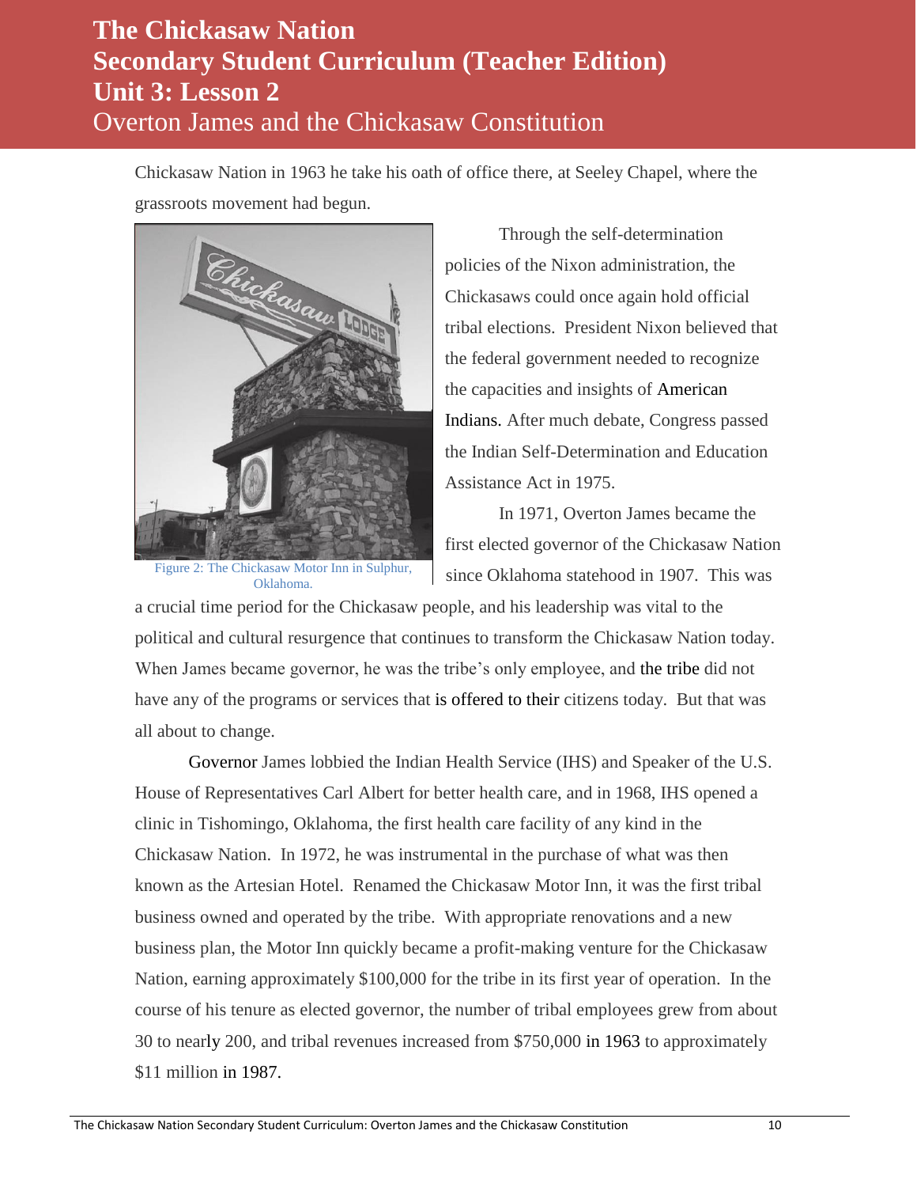Chickasaw Nation in 1963 he take his oath of office there, at Seeley Chapel, where the grassroots movement had begun.

Figure 2: The Chickasaw Motor Inn in Sulphur, Oklahoma.

Through the self-determination policies of the Nixon administration, the Chickasaws could once again hold official tribal elections. President Nixon believed that the federal government needed to recognize the capacities and insights of American Indians. After much debate, Congress passed the Indian Self-Determination and Education Assistance Act in 1975.

In 1971, Overton James became the first elected governor of the Chickasaw Nation since Oklahoma statehood in 1907. This was a crucial time period for the Chickasaw people, and his leadership was vital to the political and cultural resurgence that continues to transform the Chickasaw Nation today. When James became governor, he was the tribe's only employee, and the tribe did not have any of the programs or services that is offered to their citizens today. But that was all about to change.

Governor James lobbied the Indian Health Service (IHS) and Speaker of the U.S. House of Representatives Carl Albert for better health care, and in 1968, IHS opened a clinic in Tishomingo, Oklahoma, the first health care facility of any kind in the Chickasaw Nation. In 1972, he was instrumental in the purchase of what was then known as the Artesian Hotel. Renamed the Chickasaw Motor Inn, it was the first tribal business owned and operated by the tribe. With appropriate renovations and a new business plan, the Motor Inn quickly became a profit-making venture for the Chickasaw Nation, earning approximately $100,000 for the tribe in its first year of operation. In the course of his tenure as elected governor, the number of tribal employees grew from about 30 to nearly 200, and tribal revenues increased from $750,000 in 1963 to approximately $11 million in 1987.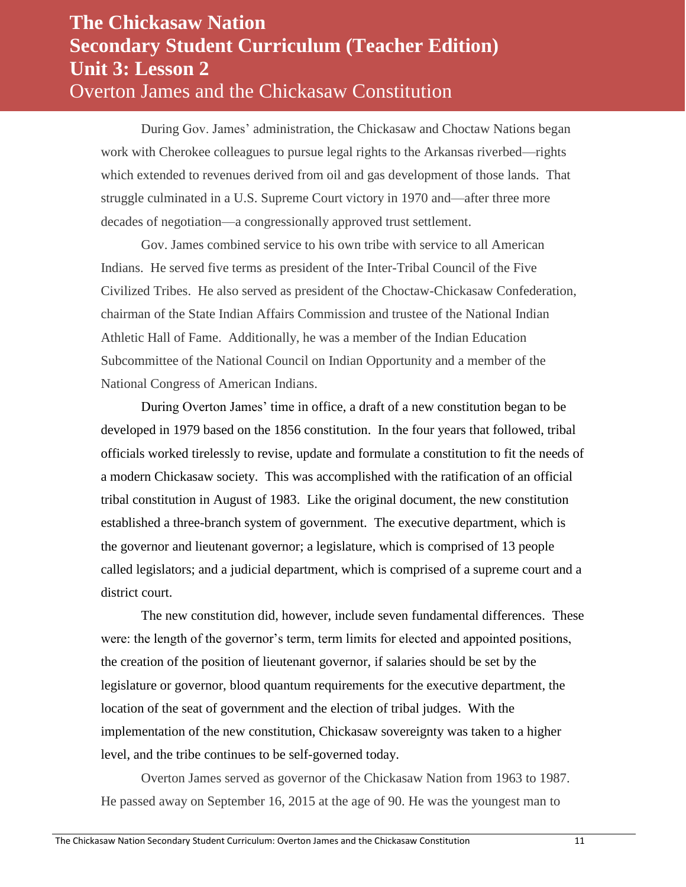During Gov. James' administration, the Chickasaw and Choctaw Nations began work with Cherokee colleagues to pursue legal rights to the Arkansas riverbed—rights which extended to revenues derived from oil and gas development of those lands. That struggle culminated in a U.S. Supreme Court victory in 1970 and—after three more decades of negotiation—a congressionally approved trust settlement.

Gov. James combined service to his own tribe with service to all American Indians. He served five terms as president of the Inter-Tribal Council of the Five Civilized Tribes. He also served as president of the Choctaw-Chickasaw Confederation, chairman of the State Indian Affairs Commission and trustee of the National Indian Athletic Hall of Fame. Additionally, he was a member of the Indian Education Subcommittee of the National Council on Indian Opportunity and a member of the National Congress of American Indians.

During Overton James' time in office, a draft of a new constitution began to be developed in 1979 based on the 1856 constitution. In the four years that followed, tribal officials worked tirelessly to revise, update and formulate a constitution to fit the needs of a modern Chickasaw society. This was accomplished with the ratification of an official tribal constitution in August of 1983. Like the original document, the new constitution established a three-branch system of government. The executive department, which is the governor and lieutenant governor; a legislature, which is comprised of 13 people called legislators; and a judicial department, which is comprised of a supreme court and a district court.

The new constitution did, however, include seven fundamental differences. These were: the length of the governor's term, term limits for elected and appointed positions, the creation of the position of lieutenant governor, if salaries should be set by the legislature or governor, blood quantum requirements for the executive department, the location of the seat of government and the election of tribal judges. With the implementation of the new constitution, Chickasaw sovereignty was taken to a higher level, and the tribe continues to be self-governed today.

Overton James served as governor of the Chickasaw Nation from 1963 to 1987. He passed away on September 16, 2015 at the age of 90. He was the youngest man to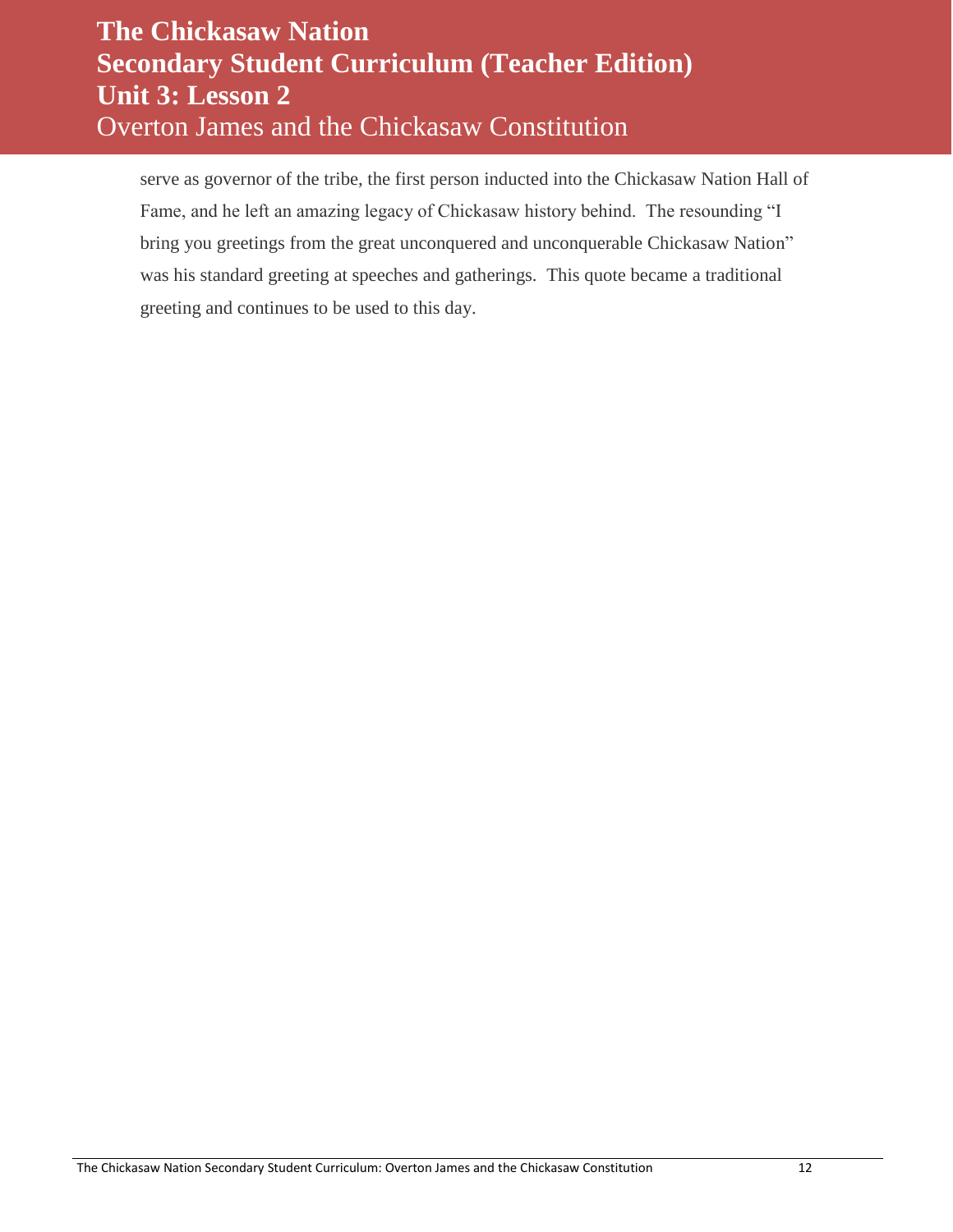serve as governor of the tribe, the first person inducted into the Chickasaw Nation Hall of Fame, and he left an amazing legacy of Chickasaw history behind. The resounding "I bring you greetings from the great unconquered and unconquerable Chickasaw Nation" was his standard greeting at speeches and gatherings. This quote became a traditional greeting and continues to be used to this day.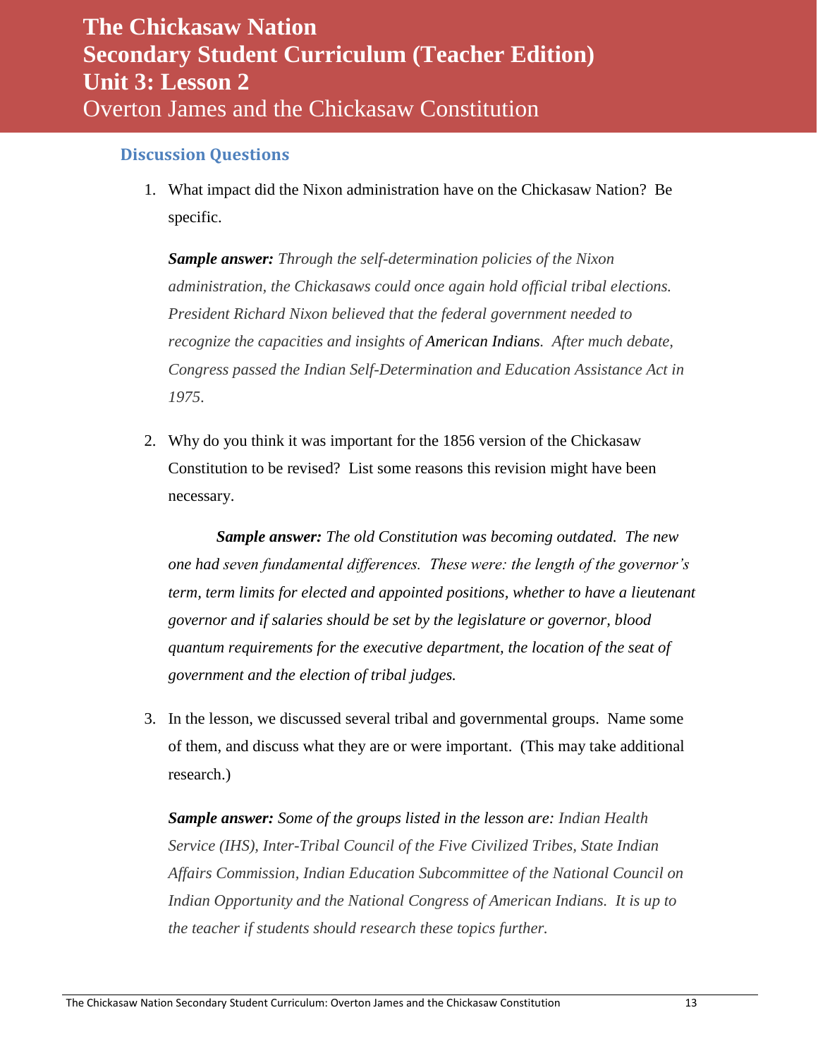# The Chickasaw Nation
# Secondary Student Curriculum (Teacher Edition)
# Unit 3: Lesson 2
## Overton James and the Chickasaw Constitution

### Discussion Questions

1. What impact did the Nixon administration have on the Chickasaw Nation? Be specific.

   ***Sample answer:*** *Through the self-determination policies of the Nixon administration, the Chickasaws could once again hold official tribal elections. President Richard Nixon believed that the federal government needed to recognize the capacities and insights of* American Indians*. After much debate, Congress passed the Indian Self-Determination and Education Assistance Act in 1975.*

2. Why do you think it was important for the 1856 version of the Chickasaw Constitution to be revised? List some reasons this revision might have been necessary.

   ***Sample answer:*** *The old Constitution was becoming outdated. The new one had seven fundamental differences. These were: the length of the governor's term, term limits for elected and appointed positions, whether to have a lieutenant governor and if salaries should be set by the legislature or governor, blood quantum requirements for the executive department, the location of the seat of government and the election of tribal judges.*

3. In the lesson, we discussed several tribal and governmental groups. Name some of them, and discuss what they are or were important. (This may take additional research.)

   ***Sample answer:*** *Some of the groups listed in the lesson are: Indian Health Service (IHS), Inter-Tribal Council of the Five Civilized Tribes, State Indian Affairs Commission, Indian Education Subcommittee of the National Council on Indian Opportunity and the National Congress of American Indians. It is up to the teacher if students should research these topics further.*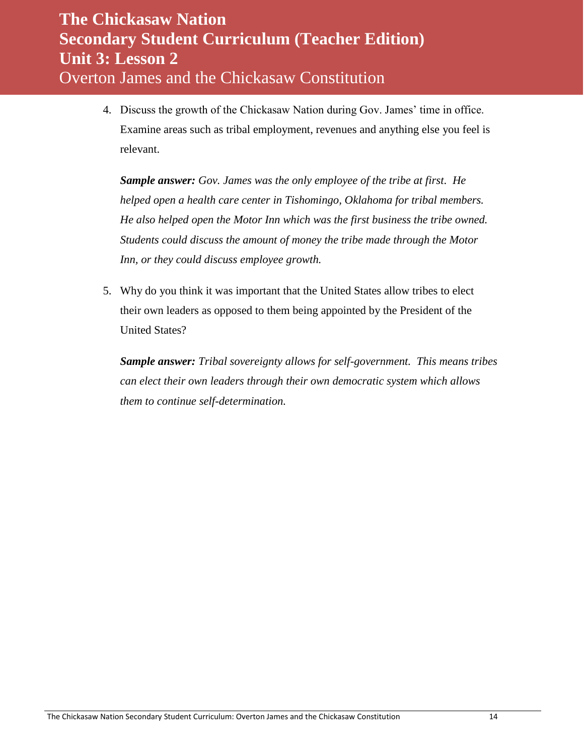4. Discuss the growth of the Chickasaw Nation during Gov. James' time in office. Examine areas such as tribal employment, revenues and anything else you feel is relevant.

   ***Sample answer:*** *Gov. James was the only employee of the tribe at first. He helped open a health care center in Tishomingo, Oklahoma for tribal members. He also helped open the Motor Inn which was the first business the tribe owned. Students could discuss the amount of money the tribe made through the Motor Inn, or they could discuss employee growth.*

5. Why do you think it was important that the United States allow tribes to elect their own leaders as opposed to them being appointed by the President of the United States?

   ***Sample answer:*** *Tribal sovereignty allows for self-government. This means tribes can elect their own leaders through their own democratic system which allows them to continue self-determination.*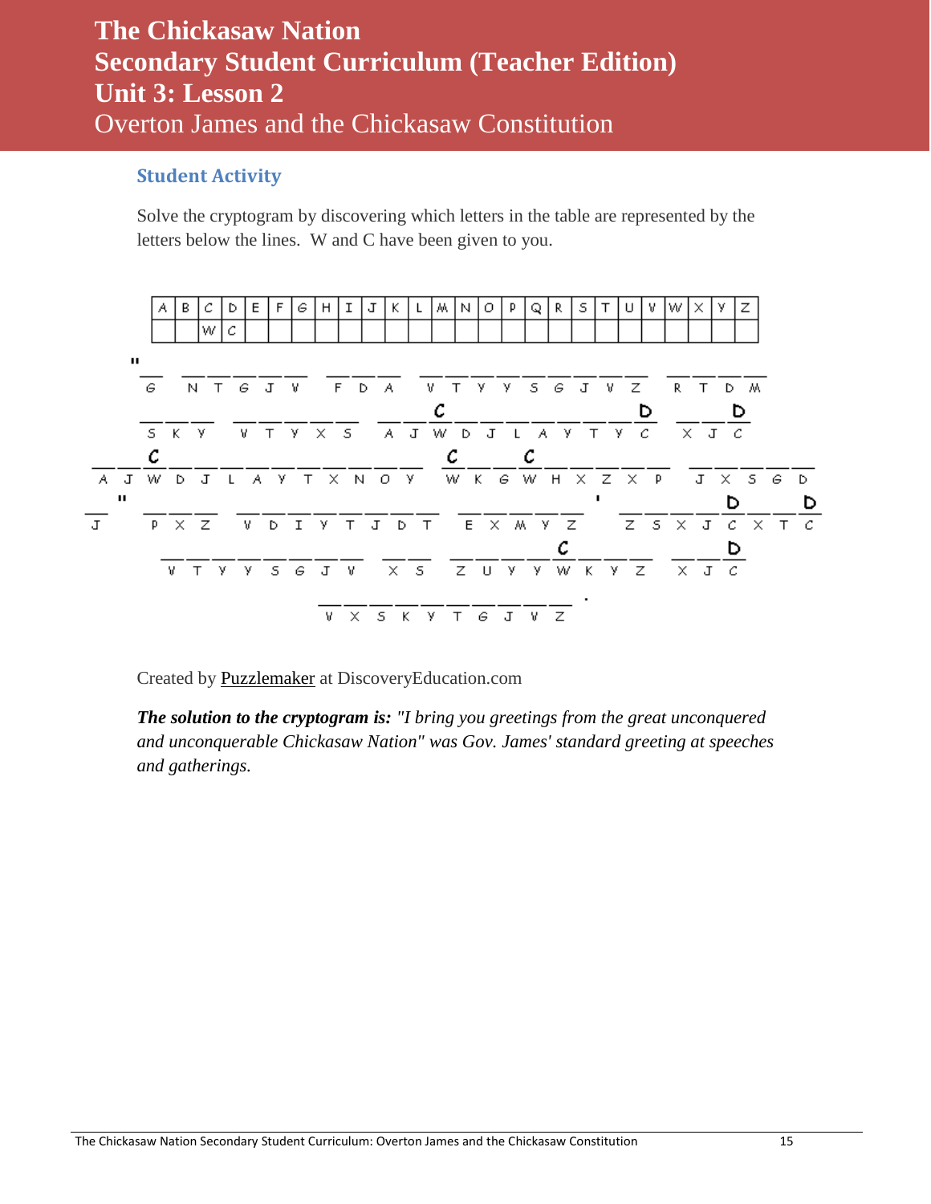# The Chickasaw Nation
# Secondary Student Curriculum (Teacher Edition)
# Unit 3: Lesson 2
## Overton James and the Chickasaw Constitution

### Student Activity

Solve the cryptogram by discovering which letters in the table are represented by the letters below the lines. W and C have been given to you.

| A | B | C | D | E | F | G | H | I | J | K | L | M | N | O | P | Q | R | S | T | U | V | W | X | Y | Z |
|---|---|---|---|---|---|---|---|---|---|---|---|---|---|---|---|---|---|---|---|---|---|---|---|---|---|
| | | W | C | | | | | | | | | | | | | | | | | | | | | | |

```
"_  _ _ _ _ _   _ _ _   _ _ _ _ _ _ _ _ _   _ _ _ _
 G  N T G J V   F D A   V T Y Y S G J V Z   R T D M

_ _ _   _ _ _ _ _   _ _ C _ _ _ _ _ _ D   _ _ D
S K Y   V T Y X S   A J W D J L A Y T Y C   X J C

_ _ C _ _ _ _ _ _ _ _ _ _   C _ _ C _ _ _ _ _   _ _ _ _ _
A J W D J L A Y T X N O Y   W K G W H X Z X P   J X S G D

_ "  _ _ _   _ _ _ _ _ _ _ _   _ _ _ _ _ '   _ _ _ _ D _ _ D
J    P X Z   V D I Y T J D T   E X M Y Z     Z S X J C X T C

_ _ _ _ _ _ _ _   _ _   _ _ _ _ C _ _ _   _ _ D
V T Y Y S G J V   X S   Z U Y Y W K Y Z   X J C

_ _ _ _ _ _ _ _ _ _ .
V X S K Y T G J V Z
```

Created by Puzzlemaker at DiscoveryEducation.com

***The solution to the cryptogram is:*** *"I bring you greetings from the great unconquered and unconquerable Chickasaw Nation" was Gov. James' standard greeting at speeches and gatherings.*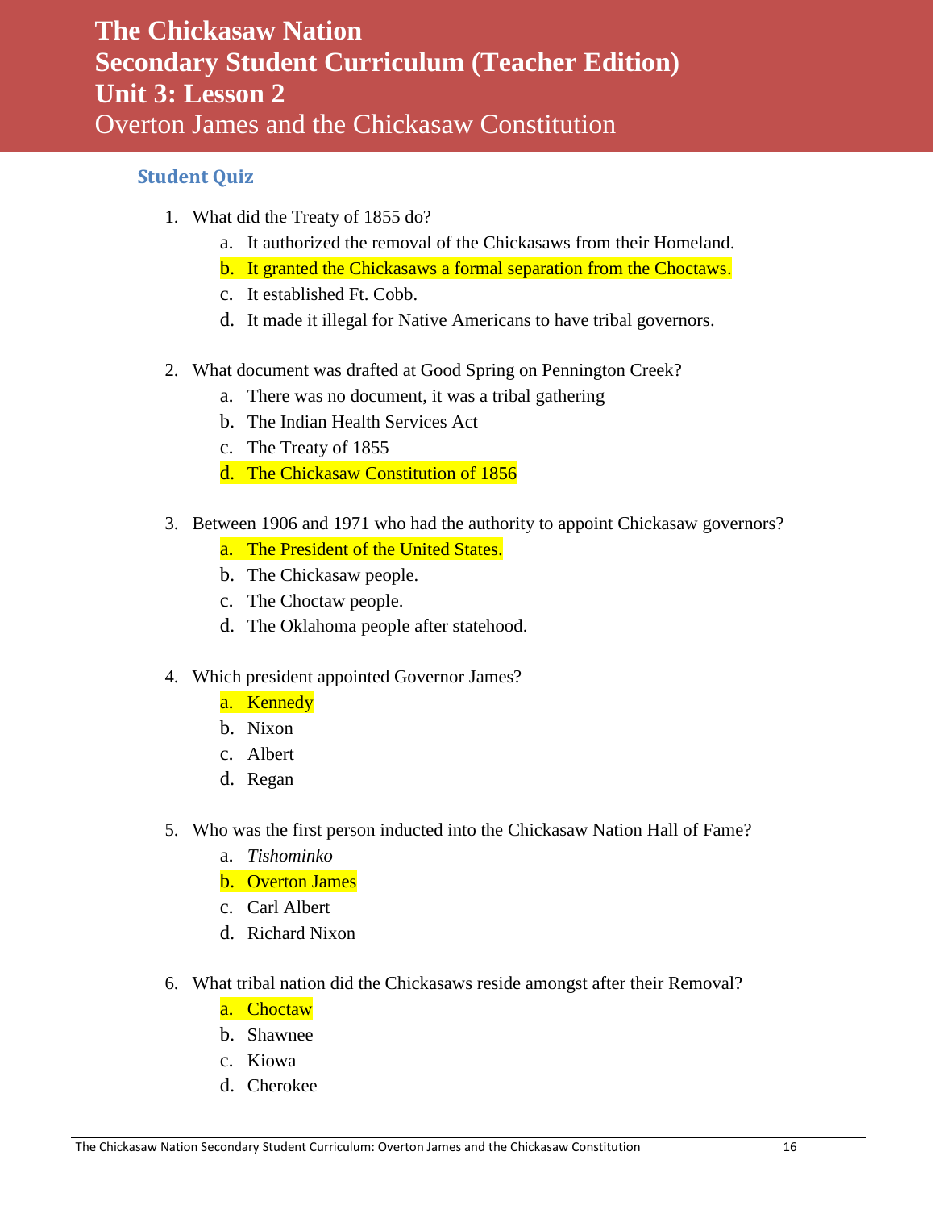# The Chickasaw Nation
# Secondary Student Curriculum (Teacher Edition)
# Unit 3: Lesson 2
## Overton James and the Chickasaw Constitution

### Student Quiz

1. What did the Treaty of 1855 do?
   a. It authorized the removal of the Chickasaws from their Homeland.
   b. It granted the Chickasaws a formal separation from the Choctaws.
   c. It established Ft. Cobb.
   d. It made it illegal for Native Americans to have tribal governors.

2. What document was drafted at Good Spring on Pennington Creek?
   a. There was no document, it was a tribal gathering
   b. The Indian Health Services Act
   c. The Treaty of 1855
   d. The Chickasaw Constitution of 1856

3. Between 1906 and 1971 who had the authority to appoint Chickasaw governors?
   a. The President of the United States.
   b. The Chickasaw people.
   c. The Choctaw people.
   d. The Oklahoma people after statehood.

4. Which president appointed Governor James?
   a. Kennedy
   b. Nixon
   c. Albert
   d. Regan

5. Who was the first person inducted into the Chickasaw Nation Hall of Fame?
   a. *Tishominko*
   b. Overton James
   c. Carl Albert
   d. Richard Nixon

6. What tribal nation did the Chickasaws reside amongst after their Removal?
   a. Choctaw
   b. Shawnee
   c. Kiowa
   d. Cherokee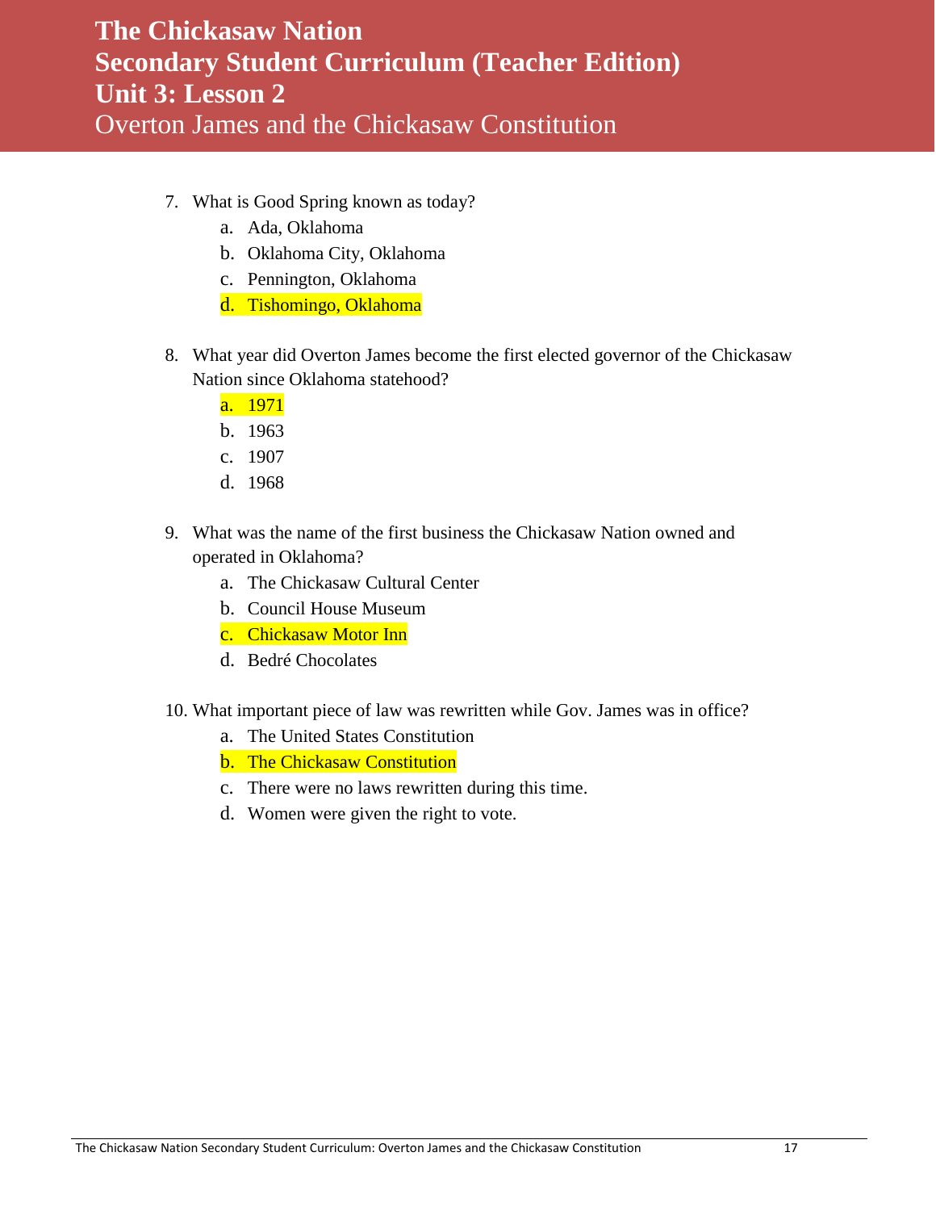7. What is Good Spring known as today?
   a. Ada, Oklahoma
   b. Oklahoma City, Oklahoma
   c. Pennington, Oklahoma
   d. Tishomingo, Oklahoma

8. What year did Overton James become the first elected governor of the Chickasaw Nation since Oklahoma statehood?
   a. 1971
   b. 1963
   c. 1907
   d. 1968

9. What was the name of the first business the Chickasaw Nation owned and operated in Oklahoma?
   a. The Chickasaw Cultural Center
   b. Council House Museum
   c. Chickasaw Motor Inn
   d. Bedré Chocolates

10. What important piece of law was rewritten while Gov. James was in office?
   a. The United States Constitution
   b. The Chickasaw Constitution
   c. There were no laws rewritten during this time.
   d. Women were given the right to vote.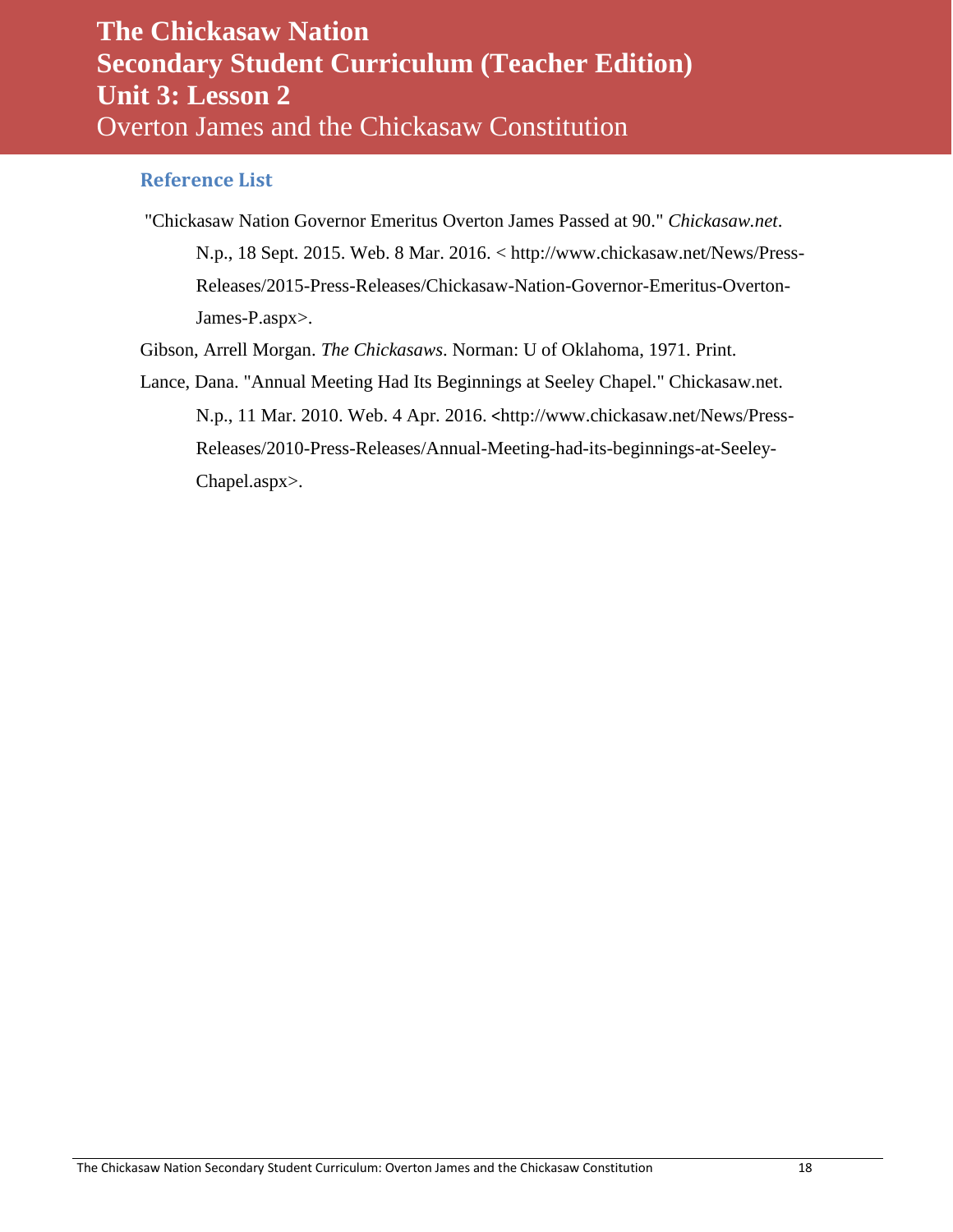## Reference List

"Chickasaw Nation Governor Emeritus Overton James Passed at 90." *Chickasaw.net*. N.p., 18 Sept. 2015. Web. 8 Mar. 2016. < http://www.chickasaw.net/News/Press-Releases/2015-Press-Releases/Chickasaw-Nation-Governor-Emeritus-Overton-James-P.aspx>.

Gibson, Arrell Morgan. *The Chickasaws*. Norman: U of Oklahoma, 1971. Print.

Lance, Dana. "Annual Meeting Had Its Beginnings at Seeley Chapel." Chickasaw.net. N.p., 11 Mar. 2010. Web. 4 Apr. 2016. <http://www.chickasaw.net/News/Press-Releases/2010-Press-Releases/Annual-Meeting-had-its-beginnings-at-Seeley-Chapel.aspx>.